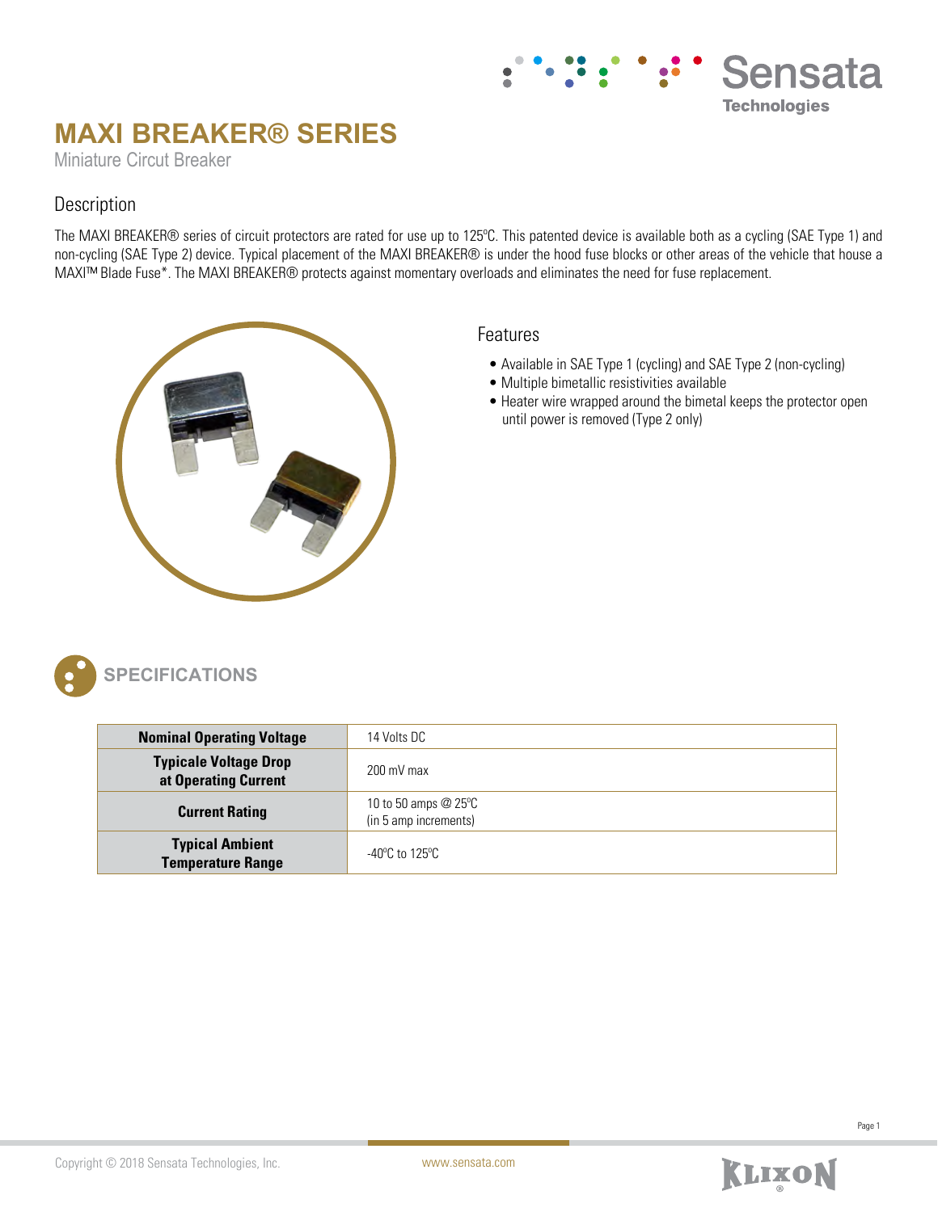# MAXI BREAKER® SERIES

Miniature Circut Breaker

## Description

The MAXI BREAKER® series of circuit protectors are rated for use up to 125ºC. This patented device is available both as a cycling (SAE Type 1) and non-cycling (SAE Type 2) device. Typical placement of the MAXI BREAKER® is under the hood fuse blocks or other areas of the vehicle that house a MAXI™ Blade Fuse*. The MAXI BREAKER® protects against momentary overloads and eliminates the need for fuse replacement.

## Features

- Available in SAE Type 1 (cycling) and SAE Type 2 (non-cycling)
- Multiple bimetallic resistivities available
- Heater wire wrapped around the bimetal keeps the protector open until power is removed (Type 2 only)

## SPECIFICATIONS

| | |
|---|---|
| **Nominal Operating Voltage** | 14 Volts DC |
| **Typicale Voltage Drop at Operating Current** | 200 mV max |
| **Current Rating** | 10 to 50 amps @ 25ºC (in 5 amp increments) |
| **Typical Ambient Temperature Range** | -40ºC to 125ºC |

Copyright © 2018 Sensata Technologies, Inc.

www.sensata.com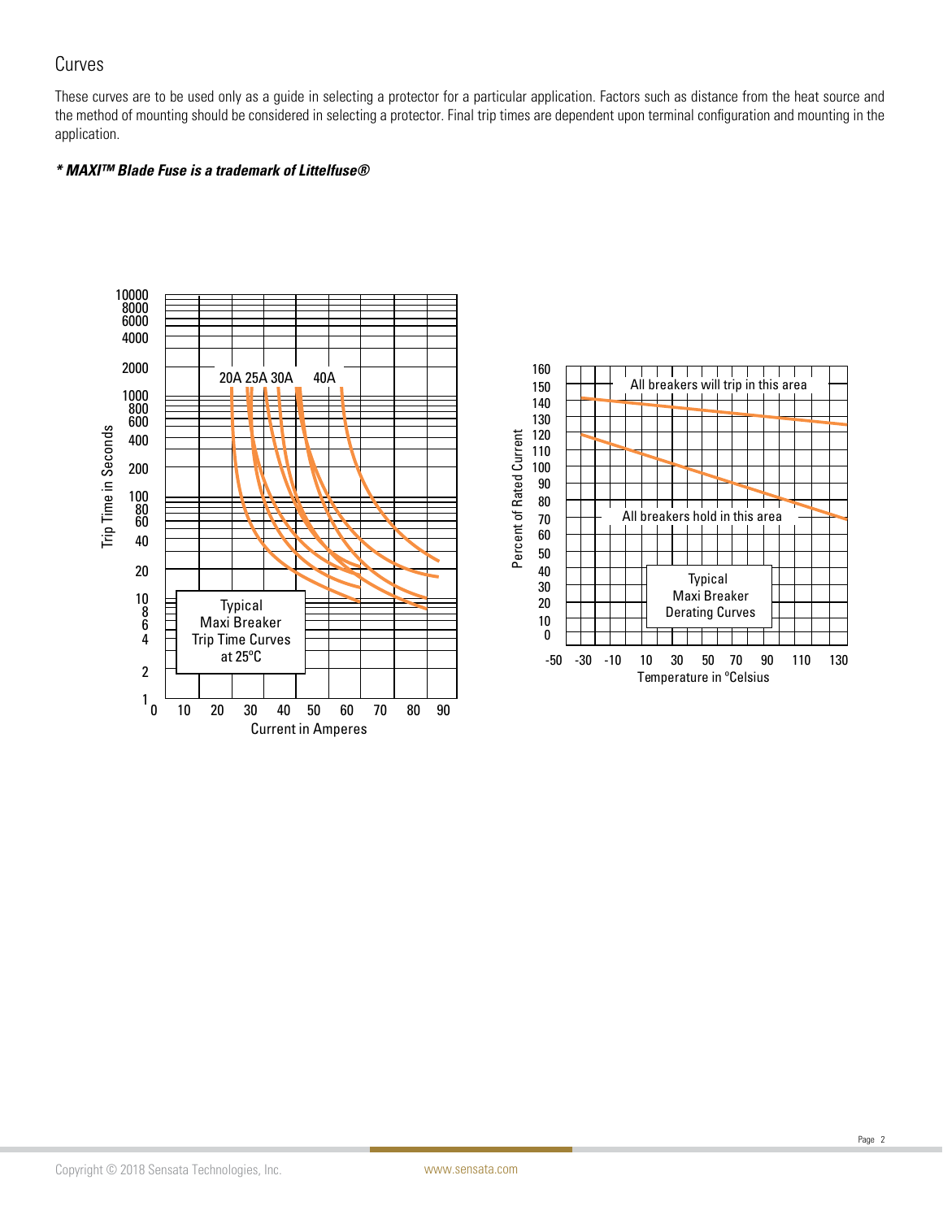## Curves

These curves are to be used only as a guide in selecting a protector for a particular application. Factors such as distance from the heat source and the method of mounting should be considered in selecting a protector. Final trip times are dependent upon terminal configuration and mounting in the application.

***\* MAXI™ Blade Fuse is a trademark of Littelfuse®***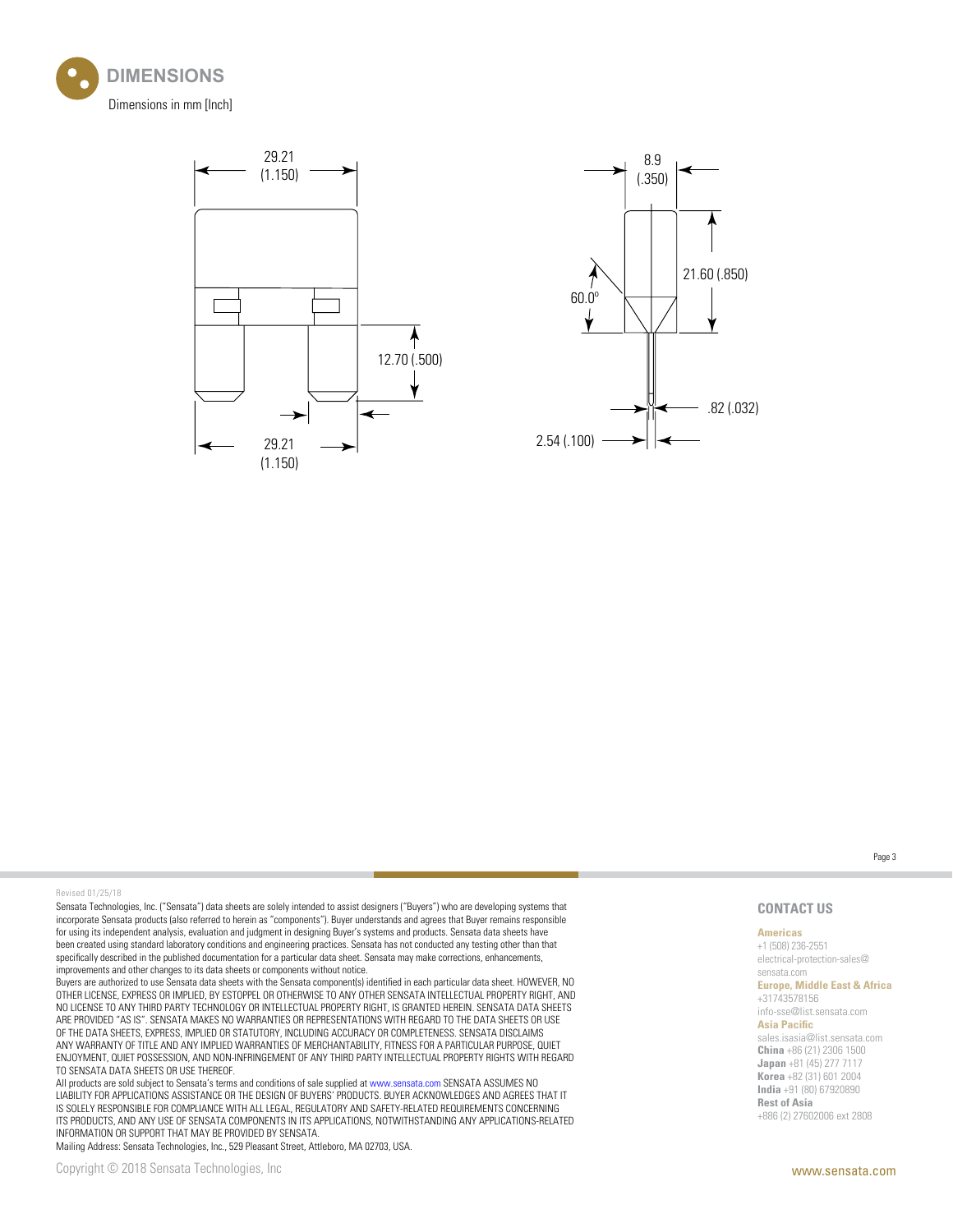## DIMENSIONS

Dimensions in mm [Inch]

29.21
(1.150)

12.70 (.500)

29.21
(1.150)

8.9
(.350)

21.60 (.850)

60.0°

.82 (.032)

2.54 (.100)

Revised 01/25/18

Sensata Technologies, Inc. ("Sensata") data sheets are solely intended to assist designers ("Buyers") who are developing systems that incorporate Sensata products (also referred to herein as "components"). Buyer understands and agrees that Buyer remains responsible for using its independent analysis, evaluation and judgment in designing Buyer's systems and products. Sensata data sheets have been created using standard laboratory conditions and engineering practices. Sensata has not conducted any testing other than that specifically described in the published documentation for a particular data sheet. Sensata may make corrections, enhancements, improvements and other changes to its data sheets or components without notice.

Buyers are authorized to use Sensata data sheets with the Sensata component(s) identified in each particular data sheet. HOWEVER, NO OTHER LICENSE, EXPRESS OR IMPLIED, BY ESTOPPEL OR OTHERWISE TO ANY OTHER SENSATA INTELLECTUAL PROPERTY RIGHT, AND NO LICENSE TO ANY THIRD PARTY TECHNOLOGY OR INTELLECTUAL PROPERTY RIGHT, IS GRANTED HEREIN. SENSATA DATA SHEETS ARE PROVIDED "AS IS". SENSATA MAKES NO WARRANTIES OR REPRESENTATIONS WITH REGARD TO THE DATA SHEETS OR USE OF THE DATA SHEETS, EXPRESS, IMPLIED OR STATUTORY, INCLUDING ACCURACY OR COMPLETENESS. SENSATA DISCLAIMS ANY WARRANTY OF TITLE AND ANY IMPLIED WARRANTIES OF MERCHANTABILITY, FITNESS FOR A PARTICULAR PURPOSE, QUIET ENJOYMENT, QUIET POSSESSION, AND NON-INFRINGEMENT OF ANY THIRD PARTY INTELLECTUAL PROPERTY RIGHTS WITH REGARD TO SENSATA DATA SHEETS OR USE THEREOF.

All products are sold subject to Sensata's terms and conditions of sale supplied at www.sensata.com SENSATA ASSUMES NO LIABILITY FOR APPLICATIONS ASSISTANCE OR THE DESIGN OF BUYERS' PRODUCTS. BUYER ACKNOWLEDGES AND AGREES THAT IT IS SOLELY RESPONSIBLE FOR COMPLIANCE WITH ALL LEGAL, REGULATORY AND SAFETY-RELATED REQUIREMENTS CONCERNING ITS PRODUCTS, AND ANY USE OF SENSATA COMPONENTS IN ITS APPLICATIONS, NOTWITHSTANDING ANY APPLICATIONS-RELATED INFORMATION OR SUPPORT THAT MAY BE PROVIDED BY SENSATA.

Mailing Address: Sensata Technologies, Inc., 529 Pleasant Street, Attleboro, MA 02703, USA.

### CONTACT US

**Americas**
+1 (508) 236-2551
electrical-protection-sales@sensata.com

**Europe, Middle East & Africa**
+31743578156
info-sse@list.sensata.com

**Asia Pacific**
sales.isasia@list.sensata.com
**China** +86 (21) 2306 1500
**Japan** +81 (45) 277 7117
**Korea** +82 (31) 601 2004
**India** +91 (80) 67920890
**Rest of Asia**
+886 (2) 27602006 ext 2808

Copyright © 2018 Sensata Technologies, Inc

www.sensata.com